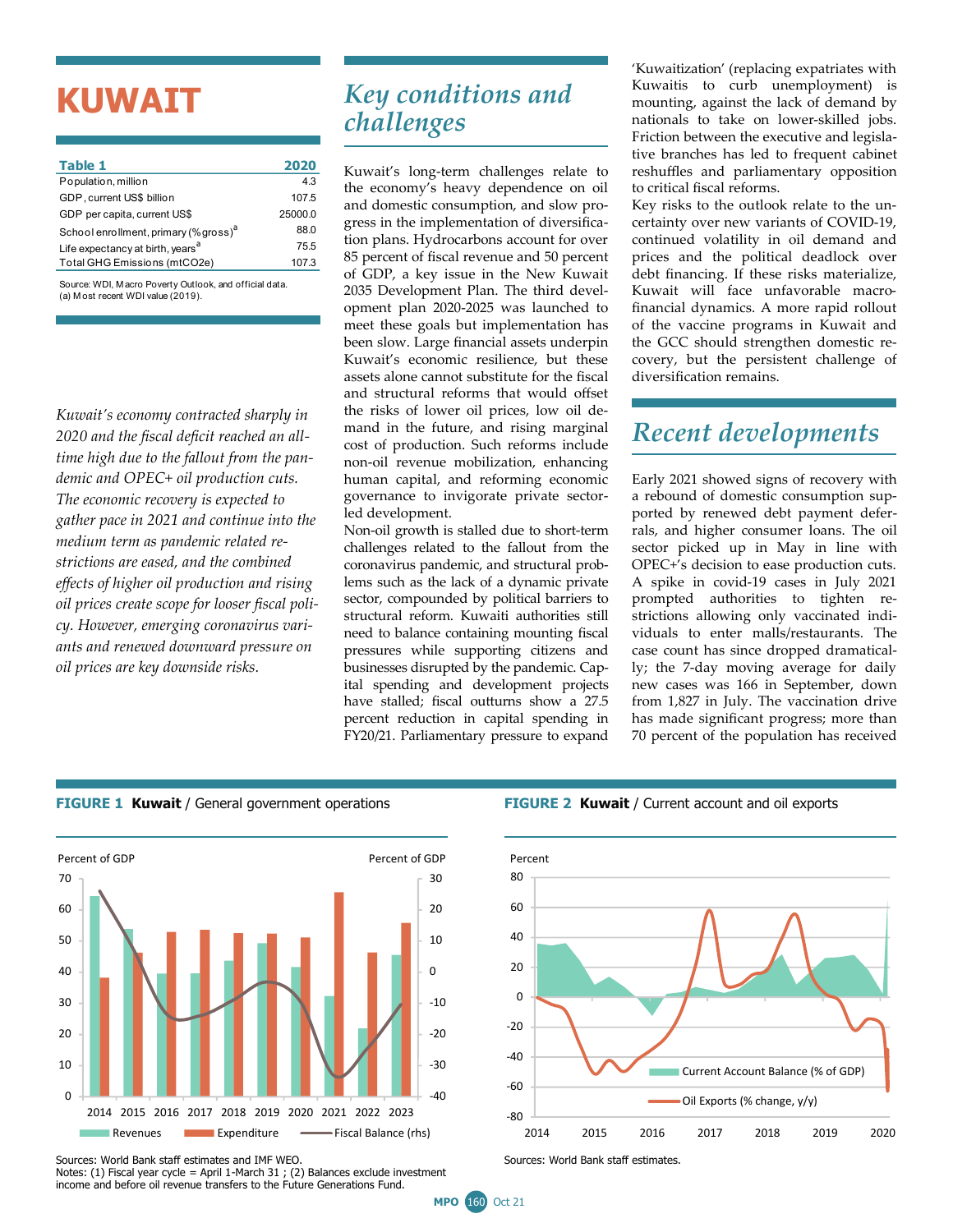# KUWAIT

| Table 1 | 2020 |
|---|---|
| Population, million | 4.3 |
| GDP, current US$ billion | 107.5 |
| GDP per capita, current US$ | 25000.0 |
| School enrollment, primary (% gross)[a] | 88.0 |
| Life expectancy at birth, years[a] | 75.5 |
| Total GHG Emissions (mtCO2e) | 107.3 |

Source: WDI, Macro Poverty Outlook, and official data.
(a) Most recent WDI value (2019).

*Kuwait's economy contracted sharply in 2020 and the fiscal deficit reached an all-time high due to the fallout from the pandemic and OPEC+ oil production cuts. The economic recovery is expected to gather pace in 2021 and continue into the medium term as pandemic related restrictions are eased, and the combined effects of higher oil production and rising oil prices create scope for looser fiscal policy. However, emerging coronavirus variants and renewed downward pressure on oil prices are key downside risks.*

## Key conditions and challenges

Kuwait's long-term challenges relate to the economy's heavy dependence on oil and domestic consumption, and slow progress in the implementation of diversification plans. Hydrocarbons account for over 85 percent of fiscal revenue and 50 percent of GDP, a key issue in the New Kuwait 2035 Development Plan. The third development plan 2020-2025 was launched to meet these goals but implementation has been slow. Large financial assets underpin Kuwait's economic resilience, but these assets alone cannot substitute for the fiscal and structural reforms that would offset the risks of lower oil prices, low oil demand in the future, and rising marginal cost of production. Such reforms include non-oil revenue mobilization, enhancing human capital, and reforming economic governance to invigorate private sector-led development.

Non-oil growth is stalled due to short-term challenges related to the fallout from the coronavirus pandemic, and structural problems such as the lack of a dynamic private sector, compounded by political barriers to structural reform. Kuwaiti authorities still need to balance containing mounting fiscal pressures while supporting citizens and businesses disrupted by the pandemic. Capital spending and development projects have stalled; fiscal outturns show a 27.5 percent reduction in capital spending in FY20/21. Parliamentary pressure to expand 'Kuwaitization' (replacing expatriates with Kuwaitis to curb unemployment) is mounting, against the lack of demand by nationals to take on lower-skilled jobs. Friction between the executive and legislative branches has led to frequent cabinet reshuffles and parliamentary opposition to critical fiscal reforms.

Key risks to the outlook relate to the uncertainty over new variants of COVID-19, continued volatility in oil demand and prices and the political deadlock over debt financing. If these risks materialize, Kuwait will face unfavorable macro-financial dynamics. A more rapid rollout of the vaccine programs in Kuwait and the GCC should strengthen domestic recovery, but the persistent challenge of diversification remains.

## Recent developments

Early 2021 showed signs of recovery with a rebound of domestic consumption supported by renewed debt payment deferrals, and higher consumer loans. The oil sector picked up in May in line with OPEC+'s decision to ease production cuts. A spike in covid-19 cases in July 2021 prompted authorities to tighten restrictions allowing only vaccinated individuals to enter malls/restaurants. The case count has since dropped dramatically; the 7-day moving average for daily new cases was 166 in September, down from 1,827 in July. The vaccination drive has made significant progress; more than 70 percent of the population has received

**FIGURE 1 Kuwait** / General government operations

Sources: World Bank staff estimates and IMF WEO.
Notes: (1) Fiscal year cycle = April 1-March 31 ; (2) Balances exclude investment income and before oil revenue transfers to the Future Generations Fund.

**FIGURE 2 Kuwait** / Current account and oil exports

Sources: World Bank staff estimates.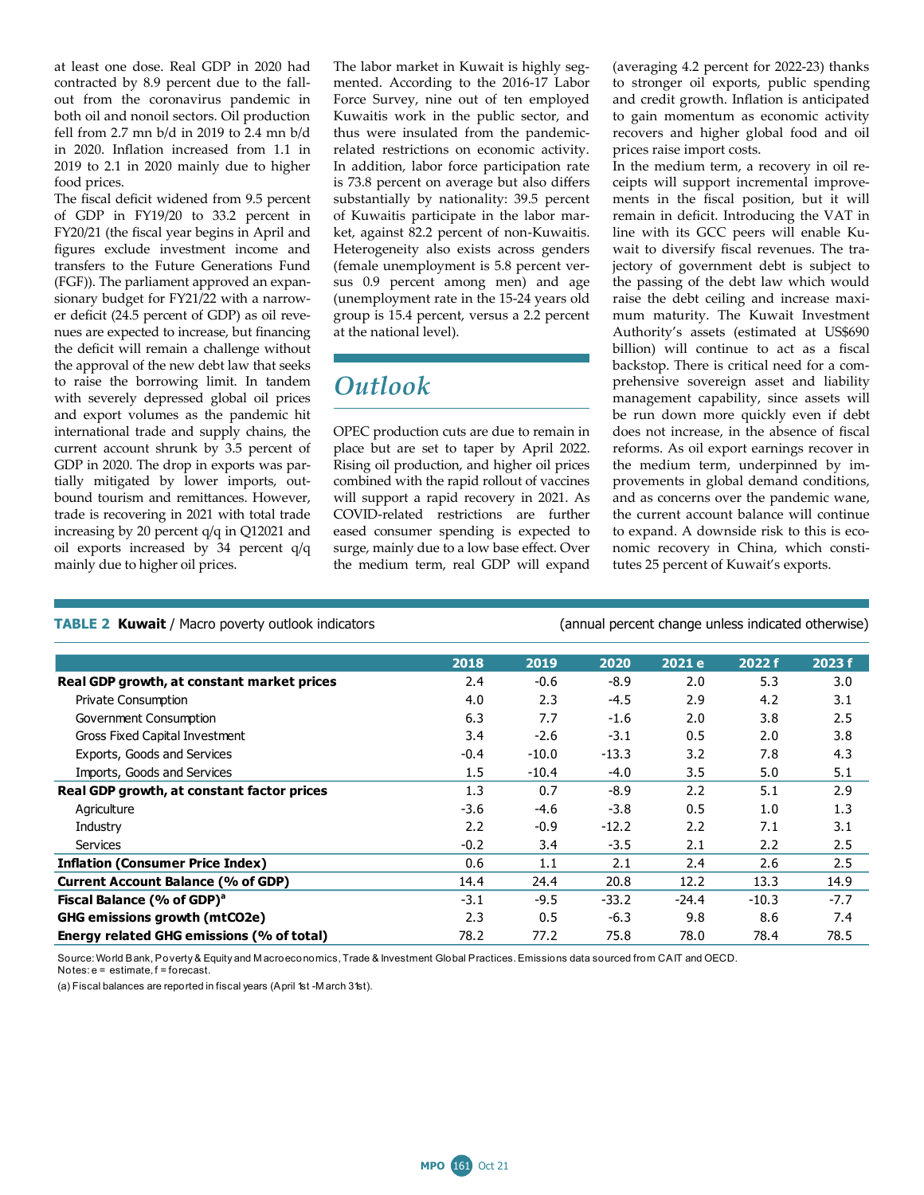at least one dose. Real GDP in 2020 had contracted by 8.9 percent due to the fallout from the coronavirus pandemic in both oil and nonoil sectors. Oil production fell from 2.7 mn b/d in 2019 to 2.4 mn b/d in 2020. Inflation increased from 1.1 in 2019 to 2.1 in 2020 mainly due to higher food prices.

The fiscal deficit widened from 9.5 percent of GDP in FY19/20 to 33.2 percent in FY20/21 (the fiscal year begins in April and figures exclude investment income and transfers to the Future Generations Fund (FGF)). The parliament approved an expansionary budget for FY21/22 with a narrower deficit (24.5 percent of GDP) as oil revenues are expected to increase, but financing the deficit will remain a challenge without the approval of the new debt law that seeks to raise the borrowing limit. In tandem with severely depressed global oil prices and export volumes as the pandemic hit international trade and supply chains, the current account shrunk by 3.5 percent of GDP in 2020. The drop in exports was partially mitigated by lower imports, outbound tourism and remittances. However, trade is recovering in 2021 with total trade increasing by 20 percent q/q in Q12021 and oil exports increased by 34 percent q/q mainly due to higher oil prices.

The labor market in Kuwait is highly segmented. According to the 2016-17 Labor Force Survey, nine out of ten employed Kuwaitis work in the public sector, and thus were insulated from the pandemic-related restrictions on economic activity. In addition, labor force participation rate is 73.8 percent on average but also differs substantially by nationality: 39.5 percent of Kuwaitis participate in the labor market, against 82.2 percent of non-Kuwaitis. Heterogeneity also exists across genders (female unemployment is 5.8 percent versus 0.9 percent among men) and age (unemployment rate in the 15-24 years old group is 15.4 percent, versus a 2.2 percent at the national level).

## *Outlook*

OPEC production cuts are due to remain in place but are set to taper by April 2022. Rising oil production, and higher oil prices combined with the rapid rollout of vaccines will support a rapid recovery in 2021. As COVID-related restrictions are further eased consumer spending is expected to surge, mainly due to a low base effect. Over the medium term, real GDP will expand (averaging 4.2 percent for 2022-23) thanks to stronger oil exports, public spending and credit growth. Inflation is anticipated to gain momentum as economic activity recovers and higher global food and oil prices raise import costs.

In the medium term, a recovery in oil receipts will support incremental improvements in the fiscal position, but it will remain in deficit. Introducing the VAT in line with its GCC peers will enable Kuwait to diversify fiscal revenues. The trajectory of government debt is subject to the passing of the debt law which would raise the debt ceiling and increase maximum maturity. The Kuwait Investment Authority's assets (estimated at US$690 billion) will continue to act as a fiscal backstop. There is critical need for a comprehensive sovereign asset and liability management capability, since assets will be run down more quickly even if debt does not increase, in the absence of fiscal reforms. As oil export earnings recover in the medium term, underpinned by improvements in global demand conditions, and as concerns over the pandemic wane, the current account balance will continue to expand. A downside risk to this is economic recovery in China, which constitutes 25 percent of Kuwait's exports.

**TABLE 2 Kuwait** / Macro poverty outlook indicators (annual percent change unless indicated otherwise)

| | 2018 | 2019 | 2020 | 2021 e | 2022 f | 2023 f |
|---|---|---|---|---|---|---|
| **Real GDP growth, at constant market prices** | 2.4 | -0.6 | -8.9 | 2.0 | 5.3 | 3.0 |
| Private Consumption | 4.0 | 2.3 | -4.5 | 2.9 | 4.2 | 3.1 |
| Government Consumption | 6.3 | 7.7 | -1.6 | 2.0 | 3.8 | 2.5 |
| Gross Fixed Capital Investment | 3.4 | -2.6 | -3.1 | 0.5 | 2.0 | 3.8 |
| Exports, Goods and Services | -0.4 | -10.0 | -13.3 | 3.2 | 7.8 | 4.3 |
| Imports, Goods and Services | 1.5 | -10.4 | -4.0 | 3.5 | 5.0 | 5.1 |
| **Real GDP growth, at constant factor prices** | 1.3 | 0.7 | -8.9 | 2.2 | 5.1 | 2.9 |
| Agriculture | -3.6 | -4.6 | -3.8 | 0.5 | 1.0 | 1.3 |
| Industry | 2.2 | -0.9 | -12.2 | 2.2 | 7.1 | 3.1 |
| Services | -0.2 | 3.4 | -3.5 | 2.1 | 2.2 | 2.5 |
| **Inflation (Consumer Price Index)** | 0.6 | 1.1 | 2.1 | 2.4 | 2.6 | 2.5 |
| **Current Account Balance (% of GDP)** | 14.4 | 24.4 | 20.8 | 12.2 | 13.3 | 14.9 |
| **Fiscal Balance (% of GDP)[a]** | -3.1 | -9.5 | -33.2 | -24.4 | -10.3 | -7.7 |
| **GHG emissions growth (mtCO2e)** | 2.3 | 0.5 | -6.3 | 9.8 | 8.6 | 7.4 |
| **Energy related GHG emissions (% of total)** | 78.2 | 77.2 | 75.8 | 78.0 | 78.4 | 78.5 |

Source: World Bank, Poverty & Equity and Macroeconomics, Trade & Investment Global Practices. Emissions data sourced from CAIT and OECD.
Notes: e = estimate, f = forecast.

(a) Fiscal balances are reported in fiscal years (April 1st -March 31st).